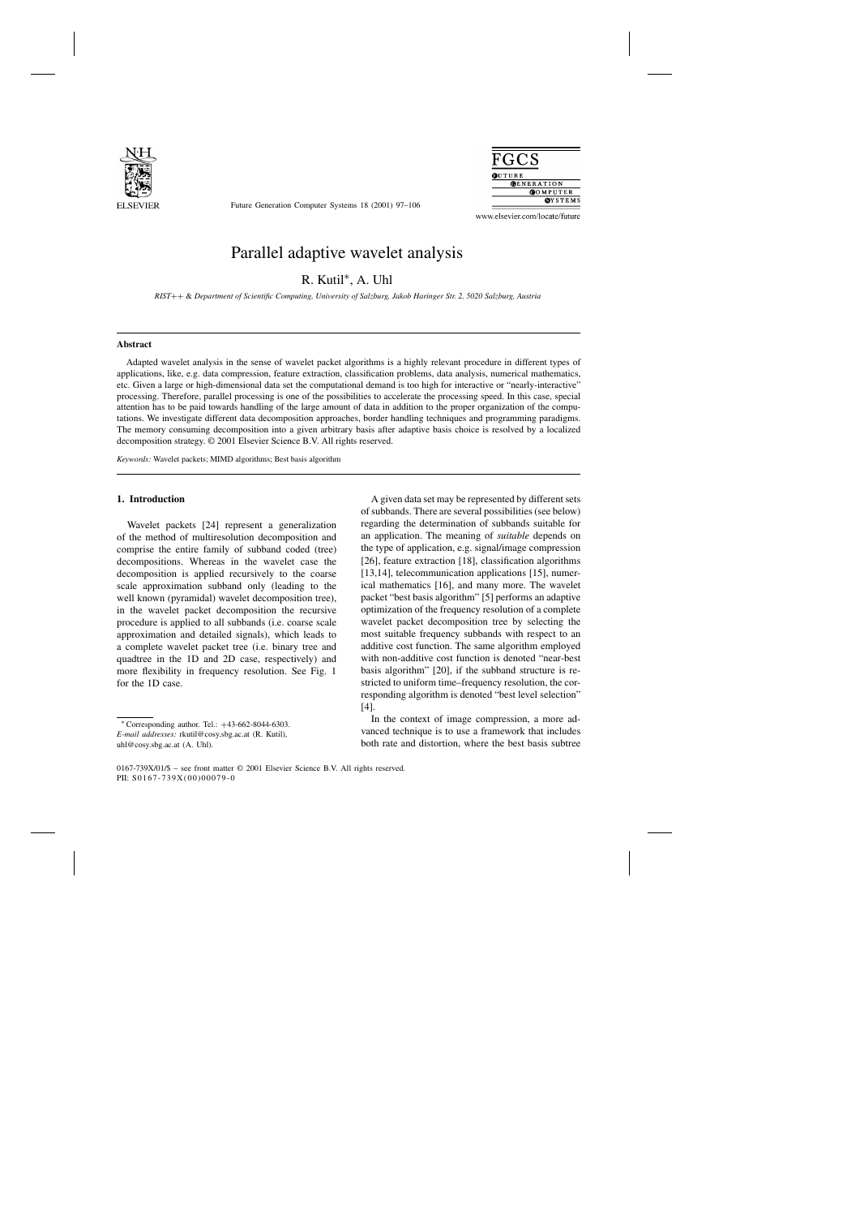# Parallel adaptive wavelet analysis

R. Kutil*, A. Uhl

*RIST++ & Department of Scientific Computing, University of Salzburg, Jakob Haringer Str. 2, 5020 Salzburg, Austria*

## Abstract

Adapted wavelet analysis in the sense of wavelet packet algorithms is a highly relevant procedure in different types of applications, like, e.g. data compression, feature extraction, classification problems, data analysis, numerical mathematics, etc. Given a large or high-dimensional data set the computational demand is too high for interactive or "nearly-interactive" processing. Therefore, parallel processing is one of the possibilities to accelerate the processing speed. In this case, special attention has to be paid towards handling of the large amount of data in addition to the proper organization of the computations. We investigate different data decomposition approaches, border handling techniques and programming paradigms. The memory consuming decomposition into a given arbitrary basis after adaptive basis choice is resolved by a localized decomposition strategy. © 2001 Elsevier Science B.V. All rights reserved.

*Keywords:* Wavelet packets; MIMD algorithms; Best basis algorithm

## 1. Introduction

Wavelet packets [24] represent a generalization of the method of multiresolution decomposition and comprise the entire family of subband coded (tree) decompositions. Whereas in the wavelet case the decomposition is applied recursively to the coarse scale approximation subband only (leading to the well known (pyramidal) wavelet decomposition tree), in the wavelet packet decomposition the recursive procedure is applied to all subbands (i.e. coarse scale approximation and detailed signals), which leads to a complete wavelet packet tree (i.e. binary tree and quadtree in the 1D and 2D case, respectively) and more flexibility in frequency resolution. See Fig. 1 for the 1D case.

A given data set may be represented by different sets of subbands. There are several possibilities (see below) regarding the determination of subbands suitable for an application. The meaning of *suitable* depends on the type of application, e.g. signal/image compression [26], feature extraction [18], classification algorithms [13,14], telecommunication applications [15], numerical mathematics [16], and many more. The wavelet packet "best basis algorithm" [5] performs an adaptive optimization of the frequency resolution of a complete wavelet packet decomposition tree by selecting the most suitable frequency subbands with respect to an additive cost function. The same algorithm employed with non-additive cost function is denoted "near-best basis algorithm" [20], if the subband structure is restricted to uniform time–frequency resolution, the corresponding algorithm is denoted "best level selection" [4].

In the context of image compression, a more advanced technique is to use a framework that includes both rate and distortion, where the best basis subtree

---

* Corresponding author. Tel.: +43-662-8044-6303.
*E-mail addresses:* rkutil@cosy.sbg.ac.at (R. Kutil), uhl@cosy.sbg.ac.at (A. Uhl).

0167-739X/01/$ – see front matter © 2001 Elsevier Science B.V. All rights reserved.
PII: S0167-739X(00)00079-0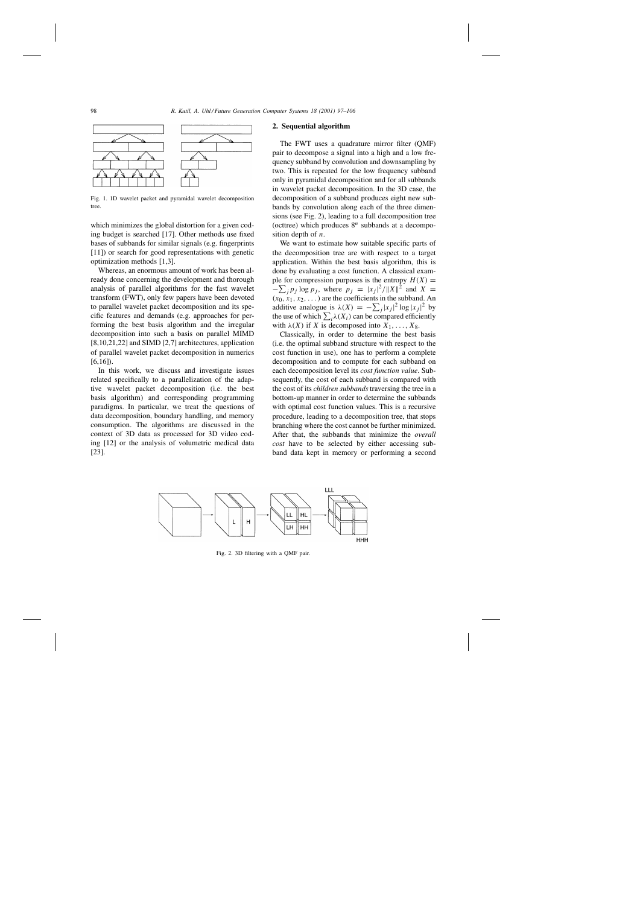Fig. 1. 1D wavelet packet and pyramidal wavelet decomposition tree.

which minimizes the global distortion for a given coding budget is searched [17]. Other methods use fixed bases of subbands for similar signals (e.g. fingerprints [11]) or search for good representations with genetic optimization methods [1,3].

Whereas, an enormous amount of work has been already done concerning the development and thorough analysis of parallel algorithms for the fast wavelet transform (FWT), only few papers have been devoted to parallel wavelet packet decomposition and its specific features and demands (e.g. approaches for performing the best basis algorithm and the irregular decomposition into such a basis on parallel MIMD [8,10,21,22] and SIMD [2,7] architectures, application of parallel wavelet packet decomposition in numerics [6,16]).

In this work, we discuss and investigate issues related specifically to a parallelization of the adaptive wavelet packet decomposition (i.e. the best basis algorithm) and corresponding programming paradigms. In particular, we treat the questions of data decomposition, boundary handling, and memory consumption. The algorithms are discussed in the context of 3D data as processed for 3D video coding [12] or the analysis of volumetric medical data [23].

## 2. Sequential algorithm

The FWT uses a quadrature mirror filter (QMF) pair to decompose a signal into a high and a low frequency subband by convolution and downsampling by two. This is repeated for the low frequency subband only in pyramidal decomposition and for all subbands in wavelet packet decomposition. In the 3D case, the decomposition of a subband produces eight new subbands by convolution along each of the three dimensions (see Fig. 2), leading to a full decomposition tree (octtree) which produces $8^n$ subbands at a decomposition depth of $n$.

We want to estimate how suitable specific parts of the decomposition tree are with respect to a target application. Within the best basis algorithm, this is done by evaluating a cost function. A classical example for compression purposes is the entropy $H(X) = -\sum_j p_j \log p_j$, where $p_j = |x_j|^2/\|X\|^2$ and $X = (x_0, x_1, x_2, \dots)$ are the coefficients in the subband. An additive analogue is $\lambda(X) = -\sum_j |x_j|^2 \log |x_j|^2$ by the use of which $\sum_i \lambda(X_i)$ can be compared efficiently with $\lambda(X)$ if $X$ is decomposed into $X_1, \dots, X_8$.

Classically, in order to determine the best basis (i.e. the optimal subband structure with respect to the cost function in use), one has to perform a complete decomposition and to compute for each subband on each decomposition level its *cost function value*. Subsequently, the cost of each subband is compared with the cost of its *children subbands* traversing the tree in a bottom-up manner in order to determine the subbands with optimal cost function values. This is a recursive procedure, leading to a decomposition tree, that stops branching where the cost cannot be further minimized. After that, the subbands that minimize the *overall cost* have to be selected by either accessing subband data kept in memory or performing a second

Fig. 2. 3D filtering with a QMF pair.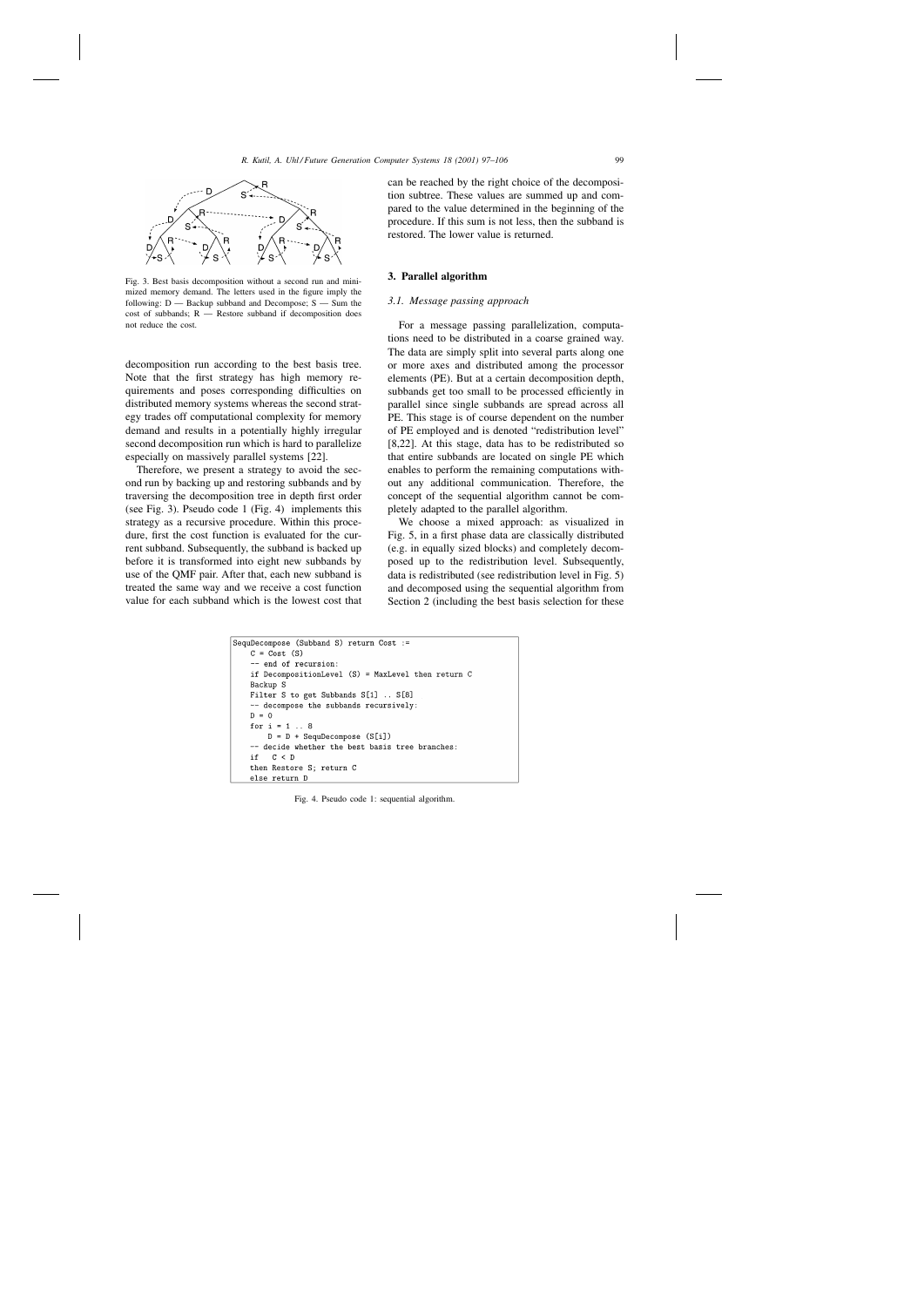Fig. 3. Best basis decomposition without a second run and minimized memory demand. The letters used in the figure imply the following: D — Backup subband and Decompose; S — Sum the cost of subbands; R — Restore subband if decomposition does not reduce the cost.

decomposition run according to the best basis tree. Note that the first strategy has high memory requirements and poses corresponding difficulties on distributed memory systems whereas the second strategy trades off computational complexity for memory demand and results in a potentially highly irregular second decomposition run which is hard to parallelize especially on massively parallel systems [22].

Therefore, we present a strategy to avoid the second run by backing up and restoring subbands and by traversing the decomposition tree in depth first order (see Fig. 3). Pseudo code 1 (Fig. 4) implements this strategy as a recursive procedure. Within this procedure, first the cost function is evaluated for the current subband. Subsequently, the subband is backed up before it is transformed into eight new subbands by use of the QMF pair. After that, each new subband is treated the same way and we receive a cost function value for each subband which is the lowest cost that can be reached by the right choice of the decomposition subtree. These values are summed up and compared to the value determined in the beginning of the procedure. If this sum is not less, then the subband is restored. The lower value is returned.

## 3. Parallel algorithm

### 3.1. Message passing approach

For a message passing parallelization, computations need to be distributed in a coarse grained way. The data are simply split into several parts along one or more axes and distributed among the processor elements (PE). But at a certain decomposition depth, subbands get too small to be processed efficiently in parallel since single subbands are spread across all PE. This stage is of course dependent on the number of PE employed and is denoted "redistribution level" [8,22]. At this stage, data has to be redistributed so that entire subbands are located on single PE which enables to perform the remaining computations without any additional communication. Therefore, the concept of the sequential algorithm cannot be completely adapted to the parallel algorithm.

We choose a mixed approach: as visualized in Fig. 5, in a first phase data are classically distributed (e.g. in equally sized blocks) and completely decomposed up to the redistribution level. Subsequently, data is redistributed (see redistribution level in Fig. 5) and decomposed using the sequential algorithm from Section 2 (including the best basis selection for these

```
SequDecompose (Subband S) return Cost :=
    C = Cost (S)
    -- end of recursion:
    if DecompositionLevel (S) = MaxLevel then return C
    Backup S
    Filter S to get Subbands S[1] .. S[8]
    -- decompose the subbands recursively:
    D = 0
    for i = 1 .. 8
        D = D + SequDecompose (S[i])
    -- decide whether the best basis tree branches:
    if   C < D
    then Restore S; return C
    else return D
```

Fig. 4. Pseudo code 1: sequential algorithm.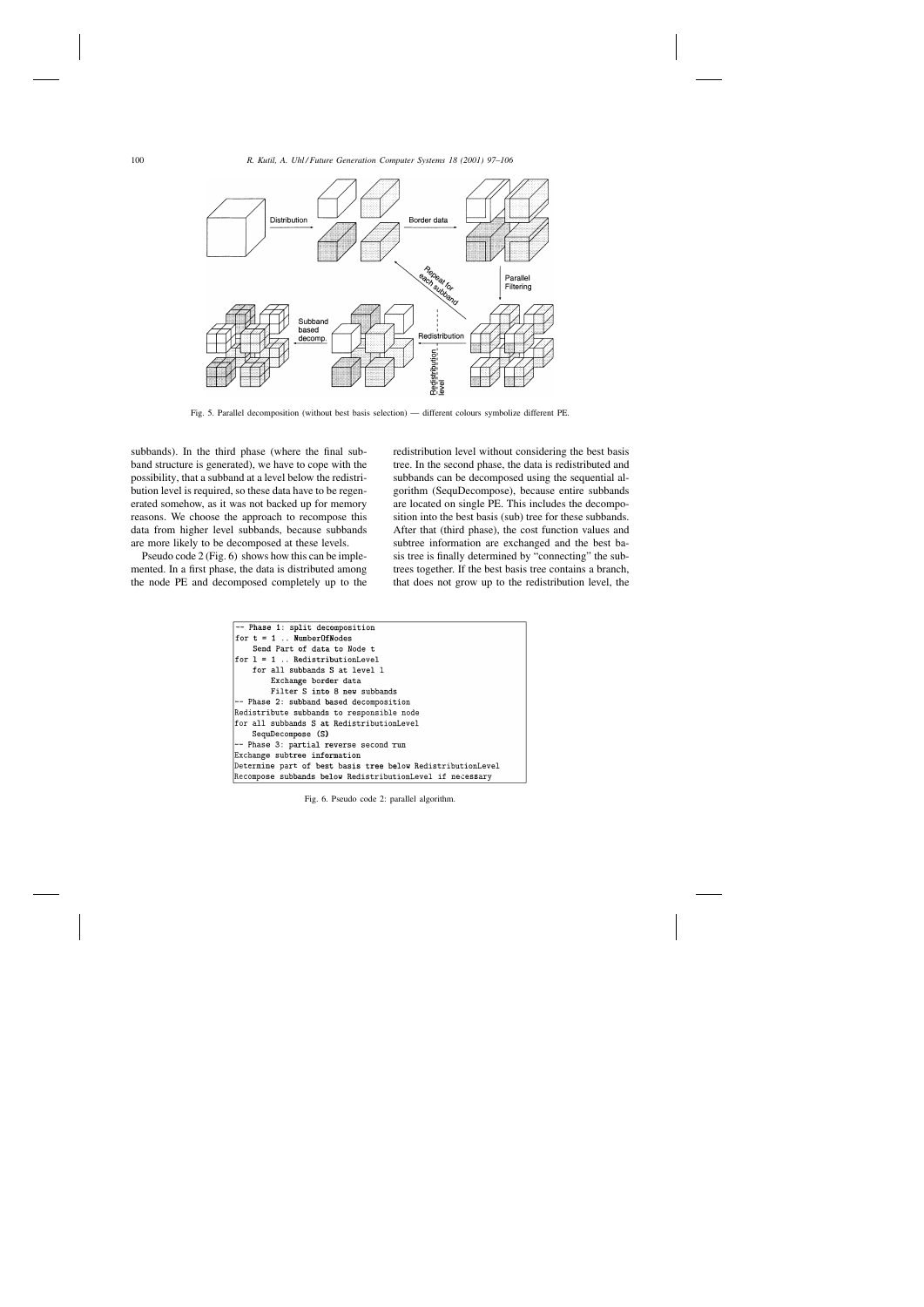Fig. 5. Parallel decomposition (without best basis selection) — different colours symbolize different PE.

subbands). In the third phase (where the final subband structure is generated), we have to cope with the possibility, that a subband at a level below the redistribution level is required, so these data have to be regenerated somehow, as it was not backed up for memory reasons. We choose the approach to recompose this data from higher level subbands, because subbands are more likely to be decomposed at these levels.

Pseudo code 2 (Fig. 6) shows how this can be implemented. In a first phase, the data is distributed among the node PE and decomposed completely up to the redistribution level without considering the best basis tree. In the second phase, the data is redistributed and subbands can be decomposed using the sequential algorithm (SequDecompose), because entire subbands are located on single PE. This includes the decomposition into the best basis (sub) tree for these subbands. After that (third phase), the cost function values and subtree information are exchanged and the best basis tree is finally determined by "connecting" the subtrees together. If the best basis tree contains a branch, that does not grow up to the redistribution level, the

```
-- Phase 1: split decomposition
for t = 1 .. NumberOfNodes
    Send Part of data to Node t
for l = 1 .. RedistributionLevel
    for all subbands S at level l
        Exchange border data
        Filter S into 8 new subbands
-- Phase 2: subband based decomposition
Redistribute subbands to responsible node
for all subbands S at RedistributionLevel
    SequDecompose (S)
-- Phase 3: partial reverse second run
Exchange subtree information
Determine part of best basis tree below RedistributionLevel
Recompose subbands below RedistributionLevel if necessary
```

Fig. 6. Pseudo code 2: parallel algorithm.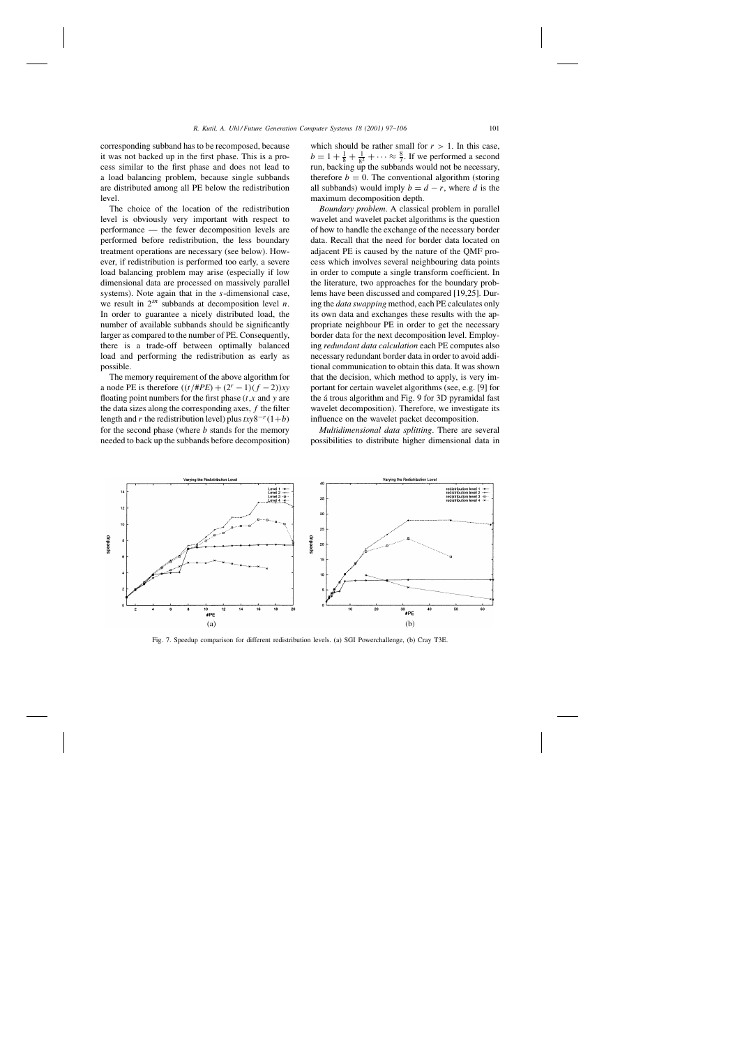corresponding subband has to be recomposed, because it was not backed up in the first phase. This is a process similar to the first phase and does not lead to a load balancing problem, because single subbands are distributed among all PE below the redistribution level.

The choice of the location of the redistribution level is obviously very important with respect to performance — the fewer decomposition levels are performed before redistribution, the less boundary treatment operations are necessary (see below). However, if redistribution is performed too early, a severe load balancing problem may arise (especially if low dimensional data are processed on massively parallel systems). Note again that in the $s$-dimensional case, we result in $2^{sn}$ subbands at decomposition level $n$. In order to guarantee a nicely distributed load, the number of available subbands should be significantly larger as compared to the number of PE. Consequently, there is a trade-off between optimally balanced load and performing the redistribution as early as possible.

The memory requirement of the above algorithm for a node PE is therefore $((t/\#PE) + (2^r - 1)(f - 2))xy$ floating point numbers for the first phase ($t$, $x$ and $y$ are the data sizes along the corresponding axes, $f$ the filter length and $r$ the redistribution level) plus $txy8^{-r}(1+b)$ for the second phase (where $b$ stands for the memory needed to back up the subbands before decomposition) which should be rather small for $r > 1$. In this case, $b = 1 + \frac{1}{8} + \frac{1}{8^2} + \cdots \approx \frac{8}{7}$. If we performed a second run, backing up the subbands would not be necessary, therefore $b = 0$. The conventional algorithm (storing all subbands) would imply $b = d - r$, where $d$ is the maximum decomposition depth.

*Boundary problem*. A classical problem in parallel wavelet and wavelet packet algorithms is the question of how to handle the exchange of the necessary border data. Recall that the need for border data located on adjacent PE is caused by the nature of the QMF process which involves several neighbouring data points in order to compute a single transform coefficient. In the literature, two approaches for the boundary problems have been discussed and compared [19,25]. During the *data swapping* method, each PE calculates only its own data and exchanges these results with the appropriate neighbour PE in order to get the necessary border data for the next decomposition level. Employing *redundant data calculation* each PE computes also necessary redundant border data in order to avoid additional communication to obtain this data. It was shown that the decision, which method to apply, is very important for certain wavelet algorithms (see, e.g. [9] for the á trous algorithm and Fig. 9 for 3D pyramidal fast wavelet decomposition). Therefore, we investigate its influence on the wavelet packet decomposition.

*Multidimensional data splitting*. There are several possibilities to distribute higher dimensional data in

Fig. 7. Speedup comparison for different redistribution levels. (a) SGI Powerchallenge, (b) Cray T3E.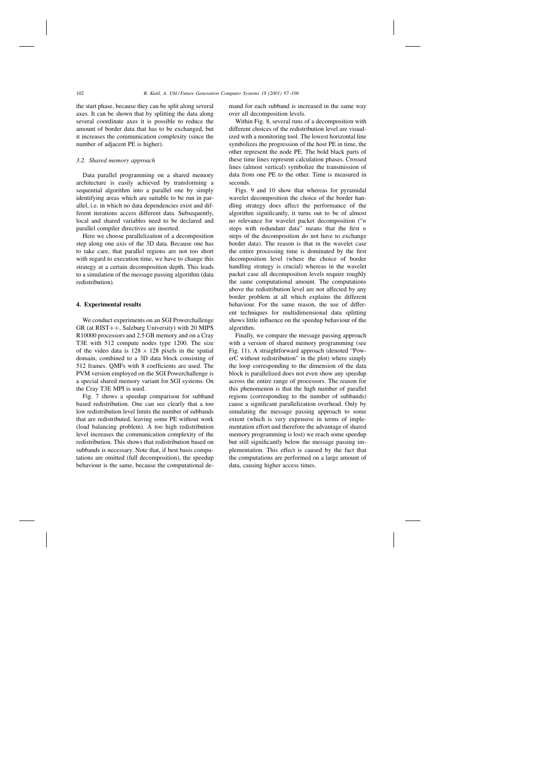the start phase, because they can be split along several axes. It can be shown that by splitting the data along several coordinate axes it is possible to reduce the amount of border data that has to be exchanged, but it increases the communication complexity (since the number of adjacent PE is higher).

### 3.2. Shared memory approach

Data parallel programming on a shared memory architecture is easily achieved by transforming a sequential algorithm into a parallel one by simply identifying areas which are suitable to be run in parallel, i.e. in which no data dependencies exist and different iterations access different data. Subsequently, local and shared variables need to be declared and parallel compiler directives are inserted.

Here we choose parallelization of a decomposition step along one axis of the 3D data. Because one has to take care, that parallel regions are not too short with regard to execution time, we have to change this strategy at a certain decomposition depth. This leads to a simulation of the message passing algorithm (data redistribution).

## 4. Experimental results

We conduct experiments on an SGI Powerchallenge GR (at RIST++, Salzburg University) with 20 MIPS R10000 processors and 2.5 GB memory and on a Cray T3E with 512 compute nodes type 1200. The size of the video data is $128 \times 128$ pixels in the spatial domain, combined to a 3D data block consisting of 512 frames. QMFs with 8 coefficients are used. The PVM version employed on the SGI Powerchallenge is a special shared memory variant for SGI systems. On the Cray T3E MPI is used.

Fig. 7 shows a speedup comparison for subband based redistribution. One can see clearly that a too low redistribution level limits the number of subbands that are redistributed, leaving some PE without work (load balancing problem). A too high redistribution level increases the communication complexity of the redistribution. This shows that redistribution based on subbands is necessary. Note that, if best basis computations are omitted (full decomposition), the speedup behaviour is the same, because the computational demand for each subband is increased in the same way over all decomposition levels.

Within Fig. 8, several runs of a decomposition with different choices of the redistribution level are visualized with a monitoring tool. The lowest horizontal line symbolizes the progression of the host PE in time, the other represent the node PE. The bold black parts of these time lines represent calculation phases. Crossed lines (almost vertical) symbolize the transmission of data from one PE to the other. Time is measured in seconds.

Figs. 9 and 10 show that whereas for pyramidal wavelet decomposition the choice of the border handling strategy does affect the performance of the algorithm significantly, it turns out to be of almost no relevance for wavelet packet decomposition ("$n$ steps with redundant data" means that the first $n$ steps of the decomposition do not have to exchange border data). The reason is that in the wavelet case the entire processing time is dominated by the first decomposition level (where the choice of border handling strategy is crucial) whereas in the wavelet packet case all decomposition levels require roughly the same computational amount. The computations above the redistribution level are not affected by any border problem at all which explains the different behaviour. For the same reason, the use of different techniques for multidimensional data splitting shows little influence on the speedup behaviour of the algorithm.

Finally, we compare the message passing approach with a version of shared memory programming (see Fig. 11). A straightforward approach (denoted "PowerC without redistribution" in the plot) where simply the loop corresponding to the dimension of the data block is parallelized does not even show any speedup across the entire range of processors. The reason for this phenomenon is that the high number of parallel regions (corresponding to the number of subbands) cause a significant parallelization overhead. Only by simulating the message passing approach to some extent (which is very expensive in terms of implementation effort and therefore the advantage of shared memory programming is lost) we reach some speedup but still significantly below the message passing implementation. This effect is caused by the fact that the computations are performed on a large amount of data, causing higher access times.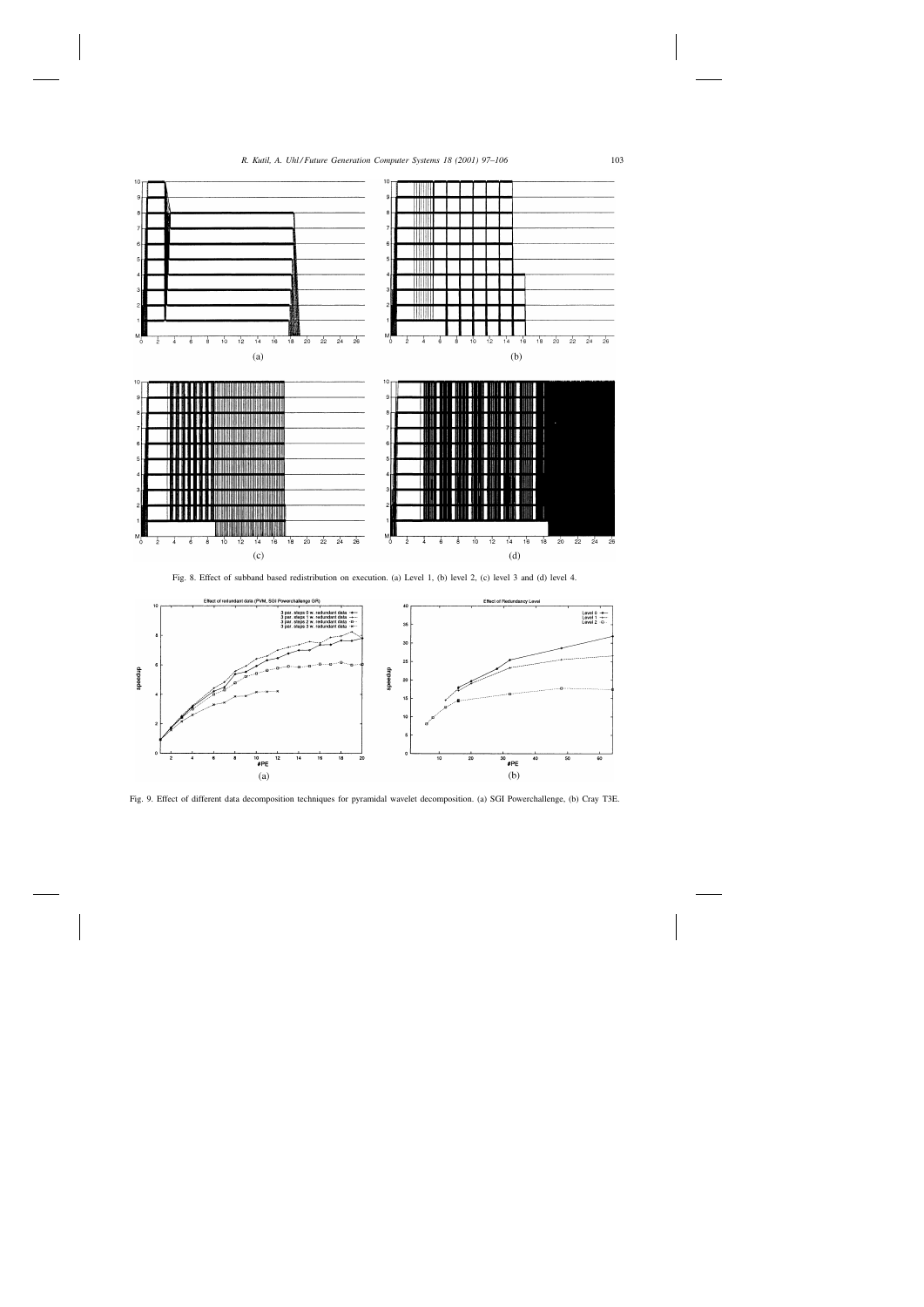Fig. 8. Effect of subband based redistribution on execution. (a) Level 1, (b) level 2, (c) level 3 and (d) level 4.

Fig. 9. Effect of different data decomposition techniques for pyramidal wavelet decomposition. (a) SGI Powerchallenge, (b) Cray T3E.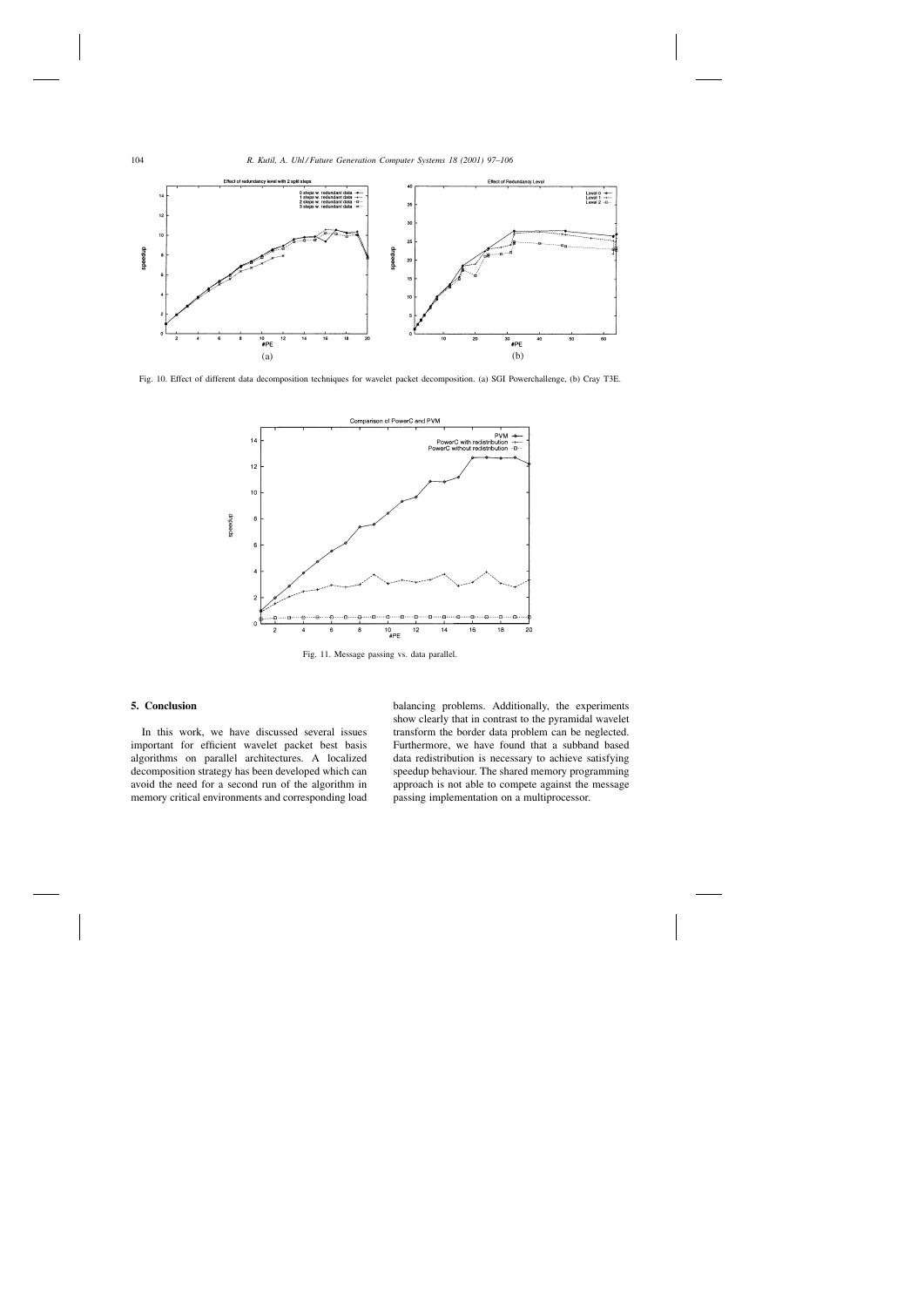Fig. 10. Effect of different data decomposition techniques for wavelet packet decomposition. (a) SGI Powerchallenge, (b) Cray T3E.

Fig. 11. Message passing vs. data parallel.

## 5. Conclusion

In this work, we have discussed several issues important for efficient wavelet packet best basis algorithms on parallel architectures. A localized decomposition strategy has been developed which can avoid the need for a second run of the algorithm in memory critical environments and corresponding load balancing problems. Additionally, the experiments show clearly that in contrast to the pyramidal wavelet transform the border data problem can be neglected. Furthermore, we have found that a subband based data redistribution is necessary to achieve satisfying speedup behaviour. The shared memory programming approach is not able to compete against the message passing implementation on a multiprocessor.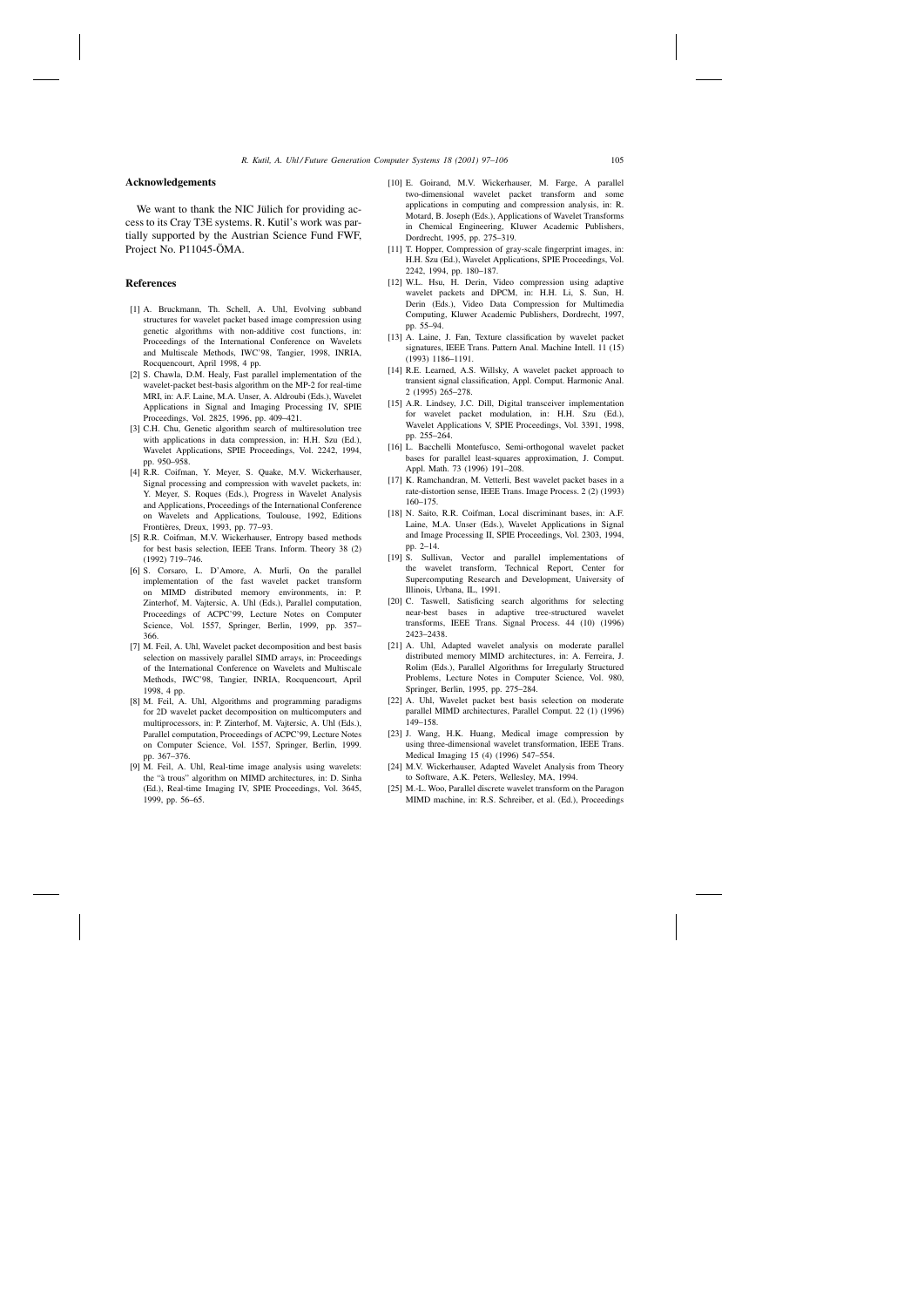## Acknowledgements

We want to thank the NIC Jülich for providing access to its Cray T3E systems. R. Kutil's work was partially supported by the Austrian Science Fund FWF, Project No. P11045-ÖMA.

## References

[1] A. Bruckmann, Th. Schell, A. Uhl, Evolving subband structures for wavelet packet based image compression using genetic algorithms with non-additive cost functions, in: Proceedings of the International Conference on Wavelets and Multiscale Methods, IWC'98, Tangier, 1998, INRIA, Rocquencourt, April 1998, 4 pp.

[2] S. Chawla, D.M. Healy, Fast parallel implementation of the wavelet-packet best-basis algorithm on the MP-2 for real-time MRI, in: A.F. Laine, M.A. Unser, A. Aldroubi (Eds.), Wavelet Applications in Signal and Imaging Processing IV, SPIE Proceedings, Vol. 2825, 1996, pp. 409–421.

[3] C.H. Chu, Genetic algorithm search of multiresolution tree with applications in data compression, in: H.H. Szu (Ed.), Wavelet Applications, SPIE Proceedings, Vol. 2242, 1994, pp. 950–958.

[4] R.R. Coifman, Y. Meyer, S. Quake, M.V. Wickerhauser, Signal processing and compression with wavelet packets, in: Y. Meyer, S. Roques (Eds.), Progress in Wavelet Analysis and Applications, Proceedings of the International Conference on Wavelets and Applications, Toulouse, 1992, Editions Frontières, Dreux, 1993, pp. 77–93.

[5] R.R. Coifman, M.V. Wickerhauser, Entropy based methods for best basis selection, IEEE Trans. Inform. Theory 38 (2) (1992) 719–746.

[6] S. Corsaro, L. D'Amore, A. Murli, On the parallel implementation of the fast wavelet packet transform on MIMD distributed memory environments, in: P. Zinterhof, M. Vajtersic, A. Uhl (Eds.), Parallel computation, Proceedings of ACPC'99, Lecture Notes on Computer Science, Vol. 1557, Springer, Berlin, 1999, pp. 357–366.

[7] M. Feil, A. Uhl, Wavelet packet decomposition and best basis selection on massively parallel SIMD arrays, in: Proceedings of the International Conference on Wavelets and Multiscale Methods, IWC'98, Tangier, INRIA, Rocquencourt, April 1998, 4 pp.

[8] M. Feil, A. Uhl, Algorithms and programming paradigms for 2D wavelet packet decomposition on multicomputers and multiprocessors, in: P. Zinterhof, M. Vajtersic, A. Uhl (Eds.), Parallel computation, Proceedings of ACPC'99, Lecture Notes on Computer Science, Vol. 1557, Springer, Berlin, 1999. pp. 367–376.

[9] M. Feil, A. Uhl, Real-time image analysis using wavelets: the "à trous" algorithm on MIMD architectures, in: D. Sinha (Ed.), Real-time Imaging IV, SPIE Proceedings, Vol. 3645, 1999, pp. 56–65.

[10] E. Goirand, M.V. Wickerhauser, M. Farge, A parallel two-dimensional wavelet packet transform and some applications in computing and compression analysis, in: R. Motard, B. Joseph (Eds.), Applications of Wavelet Transforms in Chemical Engineering, Kluwer Academic Publishers, Dordrecht, 1995, pp. 275–319.

[11] T. Hopper, Compression of gray-scale fingerprint images, in: H.H. Szu (Ed.), Wavelet Applications, SPIE Proceedings, Vol. 2242, 1994, pp. 180–187.

[12] W.L. Hsu, H. Derin, Video compression using adaptive wavelet packets and DPCM, in: H.H. Li, S. Sun, H. Derin (Eds.), Video Data Compression for Multimedia Computing, Kluwer Academic Publishers, Dordrecht, 1997, pp. 55–94.

[13] A. Laine, J. Fan, Texture classification by wavelet packet signatures, IEEE Trans. Pattern Anal. Machine Intell. 11 (15) (1993) 1186–1191.

[14] R.E. Learned, A.S. Willsky, A wavelet packet approach to transient signal classification, Appl. Comput. Harmonic Anal. 2 (1995) 265–278.

[15] A.R. Lindsey, J.C. Dill, Digital transceiver implementation for wavelet packet modulation, in: H.H. Szu (Ed.), Wavelet Applications V, SPIE Proceedings, Vol. 3391, 1998, pp. 255–264.

[16] L. Bacchelli Montefusco, Semi-orthogonal wavelet packet bases for parallel least-squares approximation, J. Comput. Appl. Math. 73 (1996) 191–208.

[17] K. Ramchandran, M. Vetterli, Best wavelet packet bases in a rate-distortion sense, IEEE Trans. Image Process. 2 (2) (1993) 160–175.

[18] N. Saito, R.R. Coifman, Local discriminant bases, in: A.F. Laine, M.A. Unser (Eds.), Wavelet Applications in Signal and Image Processing II, SPIE Proceedings, Vol. 2303, 1994, pp. 2–14.

[19] S. Sullivan, Vector and parallel implementations of the wavelet transform, Technical Report, Center for Supercomputing Research and Development, University of Illinois, Urbana, IL, 1991.

[20] C. Taswell, Satisficing search algorithms for selecting near-best bases in adaptive tree-structured wavelet transforms, IEEE Trans. Signal Process. 44 (10) (1996) 2423–2438.

[21] A. Uhl, Adapted wavelet analysis on moderate parallel distributed memory MIMD architectures, in: A. Ferreira, J. Rolim (Eds.), Parallel Algorithms for Irregularly Structured Problems, Lecture Notes in Computer Science, Vol. 980, Springer, Berlin, 1995, pp. 275–284.

[22] A. Uhl, Wavelet packet best basis selection on moderate parallel MIMD architectures, Parallel Comput. 22 (1) (1996) 149–158.

[23] J. Wang, H.K. Huang, Medical image compression by using three-dimensional wavelet transformation, IEEE Trans. Medical Imaging 15 (4) (1996) 547–554.

[24] M.V. Wickerhauser, Adapted Wavelet Analysis from Theory to Software, A.K. Peters, Wellesley, MA, 1994.

[25] M.-L. Woo, Parallel discrete wavelet transform on the Paragon MIMD machine, in: R.S. Schreiber, et al. (Ed.), Proceedings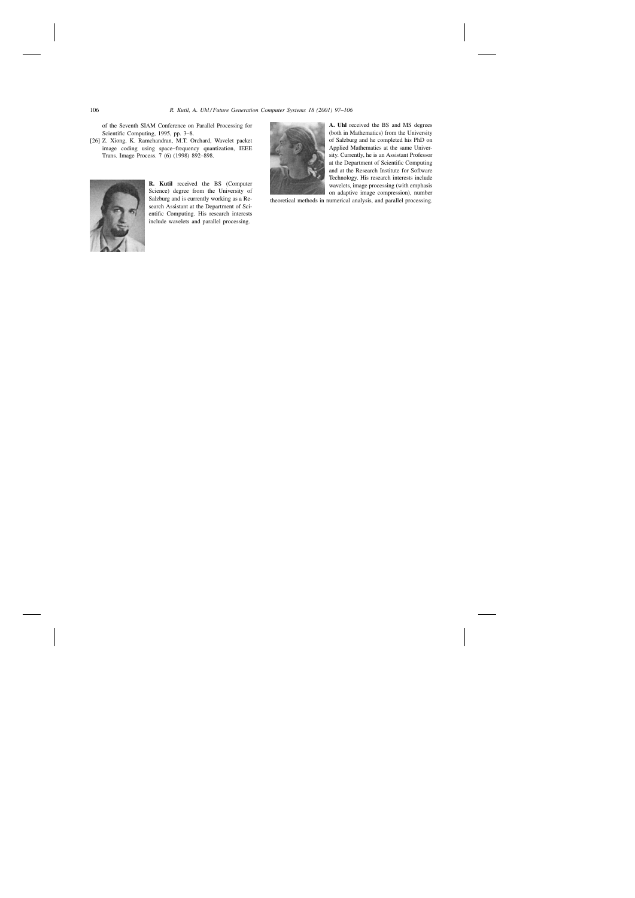of the Seventh SIAM Conference on Parallel Processing for Scientific Computing, 1995, pp. 3–8.

[26] Z. Xiong, K. Ramchandran, M.T. Orchard, Wavelet packet image coding using space–frequency quantization, IEEE Trans. Image Process. 7 (6) (1998) 892–898.

**R. Kutil** received the BS (Computer Science) degree from the University of Salzburg and is currently working as a Research Assistant at the Department of Scientific Computing. His research interests include wavelets and parallel processing.

**A. Uhl** received the BS and MS degrees (both in Mathematics) from the University of Salzburg and he completed his PhD on Applied Mathematics at the same University. Currently, he is an Assistant Professor at the Department of Scientific Computing and at the Research Institute for Software Technology. His research interests include wavelets, image processing (with emphasis on adaptive image compression), number theoretical methods in numerical analysis, and parallel processing.